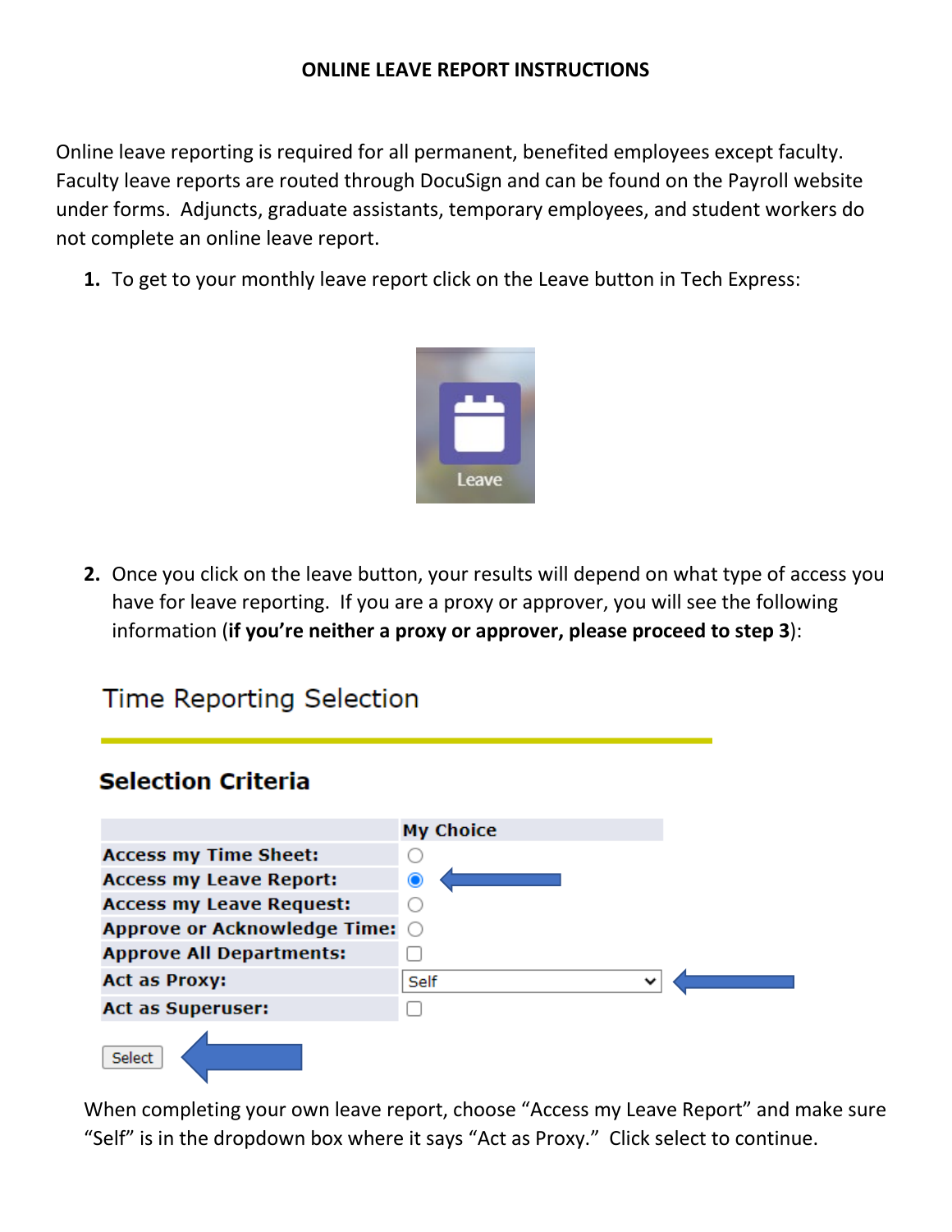**ONLINE LEAVE REPORT INSTRUCTIONS**

Online leave reporting is required for all permanent, benefited employees except faculty. Faculty leave reports are routed through DocuSign and can be found on the Payroll website under forms. Adjuncts, graduate assistants, temporary employees, and student workers do not complete an online leave report.

1. To get to your monthly leave report click on the Leave button in Tech Express:

   Leave

2. Once you click on the leave button, your results will depend on what type of access you have for leave reporting. If you are a proxy or approver, you will see the following information (**if you're neither a proxy or approver, please proceed to step 3**):

Time Reporting Selection

**Selection Criteria**

| | My Choice |
|---|---|
| Access my Time Sheet: | ○ |
| Access my Leave Report: | ◉ |
| Access my Leave Request: | ○ |
| Approve or Acknowledge Time: | ○ |
| Approve All Departments: | ☐ |
| Act as Proxy: | Self |
| Act as Superuser: | ☐ |

Select

When completing your own leave report, choose "Access my Leave Report" and make sure "Self" is in the dropdown box where it says "Act as Proxy." Click select to continue.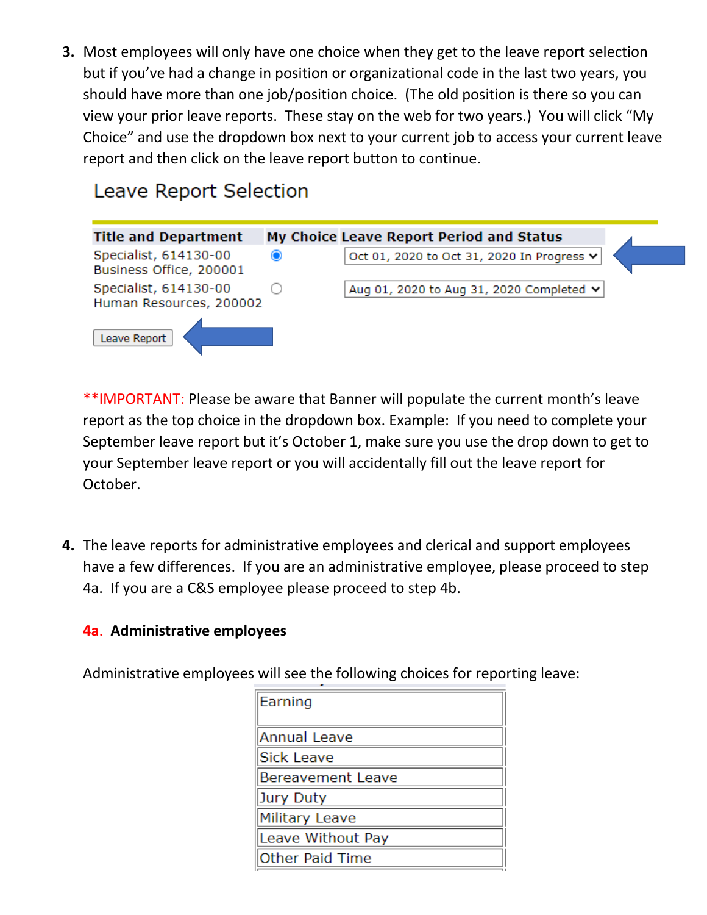3. Most employees will only have one choice when they get to the leave report selection but if you've had a change in position or organizational code in the last two years, you should have more than one job/position choice. (The old position is there so you can view your prior leave reports. These stay on the web for two years.) You will click "My Choice" and use the dropdown box next to your current job to access your current leave report and then click on the leave report button to continue.

## Leave Report Selection

| Title and Department | My Choice | Leave Report Period and Status |
|---|---|---|
| Specialist, 614130-00 Business Office, 200001 | ◉ | Oct 01, 2020 to Oct 31, 2020 In Progress |
| Specialist, 614130-00 Human Resources, 200002 | ○ | Aug 01, 2020 to Aug 31, 2020 Completed |

Leave Report

**IMPORTANT: Please be aware that Banner will populate the current month's leave report as the top choice in the dropdown box. Example: If you need to complete your September leave report but it's October 1, make sure you use the drop down to get to your September leave report or you will accidentally fill out the leave report for October.

4. The leave reports for administrative employees and clerical and support employees have a few differences. If you are an administrative employee, please proceed to step 4a. If you are a C&S employee please proceed to step 4b.

### 4a. Administrative employees

Administrative employees will see the following choices for reporting leave:

| Earning |
|---|
| Annual Leave |
| Sick Leave |
| Bereavement Leave |
| Jury Duty |
| Military Leave |
| Leave Without Pay |
| Other Paid Time |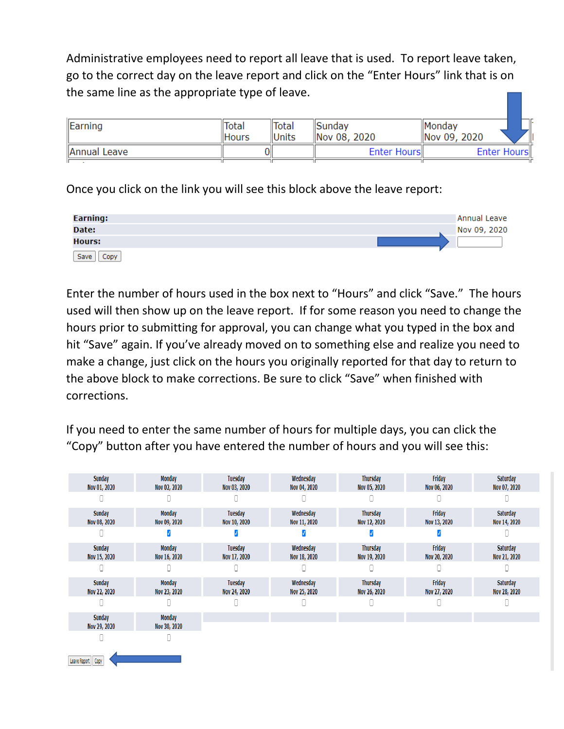Administrative employees need to report all leave that is used. To report leave taken, go to the correct day on the leave report and click on the "Enter Hours" link that is on the same line as the appropriate type of leave.

| Earning | Total Hours | Total Units | Sunday Nov 08, 2020 | Monday Nov 09, 2020 |
|---|---|---|---|---|
| Annual Leave | 0 | | Enter Hours | Enter Hours |

Once you click on the link you will see this block above the leave report:

| | |
|---|---|
| **Earning:** | Annual Leave |
| **Date:** | Nov 09, 2020 |
| **Hours:** | |

Save Copy

Enter the number of hours used in the box next to "Hours" and click "Save." The hours used will then show up on the leave report. If for some reason you need to change the hours prior to submitting for approval, you can change what you typed in the box and hit "Save" again. If you've already moved on to something else and realize you need to make a change, just click on the hours you originally reported for that day to return to the above block to make corrections. Be sure to click "Save" when finished with corrections.

If you need to enter the same number of hours for multiple days, you can click the "Copy" button after you have entered the number of hours and you will see this:

| Sunday Nov 01, 2020 | Monday Nov 02, 2020 | Tuesday Nov 03, 2020 | Wednesday Nov 04, 2020 | Thursday Nov 05, 2020 | Friday Nov 06, 2020 | Saturday Nov 07, 2020 |
|---|---|---|---|---|---|---|
| ☐ | ☐ | ☐ | ☐ | ☐ | ☐ | ☐ |
| Sunday Nov 08, 2020 | Monday Nov 09, 2020 | Tuesday Nov 10, 2020 | Wednesday Nov 11, 2020 | Thursday Nov 12, 2020 | Friday Nov 13, 2020 | Saturday Nov 14, 2020 |
| ☐ | ☑ | ☑ | ☑ | ☑ | ☑ | ☐ |
| Sunday Nov 15, 2020 | Monday Nov 16, 2020 | Tuesday Nov 17, 2020 | Wednesday Nov 18, 2020 | Thursday Nov 19, 2020 | Friday Nov 20, 2020 | Saturday Nov 21, 2020 |
| ☐ | ☐ | ☐ | ☐ | ☐ | ☐ | ☐ |
| Sunday Nov 22, 2020 | Monday Nov 23, 2020 | Tuesday Nov 24, 2020 | Wednesday Nov 25, 2020 | Thursday Nov 26, 2020 | Friday Nov 27, 2020 | Saturday Nov 28, 2020 |
| ☐ | ☐ | ☐ | ☐ | ☐ | ☐ | ☐ |
| Sunday Nov 29, 2020 | Monday Nov 30, 2020 | | | | | |
| ☐ | ☐ | | | | | |

Leave Report Copy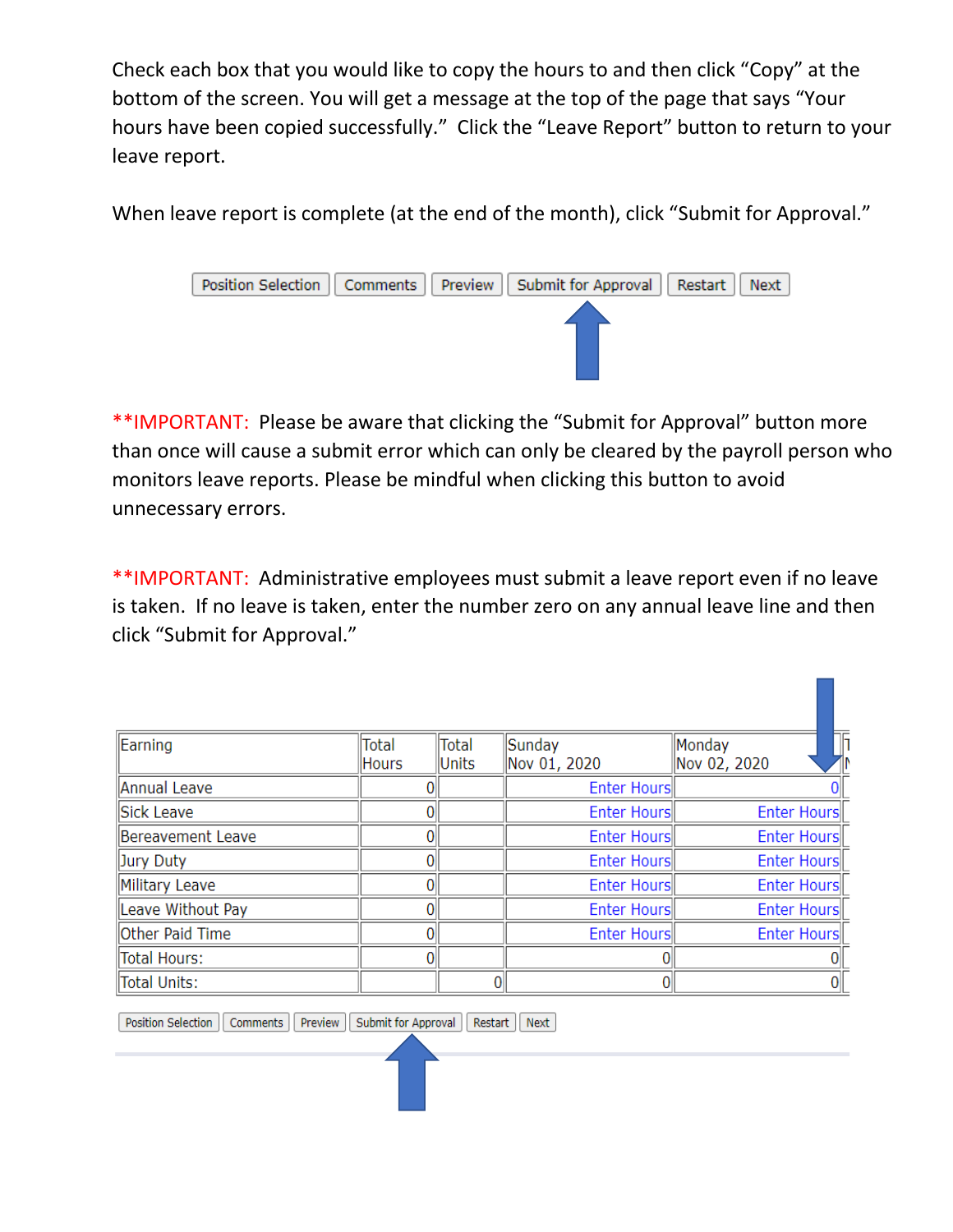Check each box that you would like to copy the hours to and then click "Copy" at the bottom of the screen. You will get a message at the top of the page that says "Your hours have been copied successfully." Click the "Leave Report" button to return to your leave report.

When leave report is complete (at the end of the month), click "Submit for Approval."

Position Selection | Comments | Preview | Submit for Approval | Restart | Next

**IMPORTANT: Please be aware that clicking the "Submit for Approval" button more than once will cause a submit error which can only be cleared by the payroll person who monitors leave reports. Please be mindful when clicking this button to avoid unnecessary errors.

**IMPORTANT: Administrative employees must submit a leave report even if no leave is taken. If no leave is taken, enter the number zero on any annual leave line and then click "Submit for Approval."

| Earning | Total Hours | Total Units | Sunday Nov 01, 2020 | Monday Nov 02, 2020 |
|---|---|---|---|---|
| Annual Leave | 0 | | Enter Hours | 0 |
| Sick Leave | 0 | | Enter Hours | Enter Hours |
| Bereavement Leave | 0 | | Enter Hours | Enter Hours |
| Jury Duty | 0 | | Enter Hours | Enter Hours |
| Military Leave | 0 | | Enter Hours | Enter Hours |
| Leave Without Pay | 0 | | Enter Hours | Enter Hours |
| Other Paid Time | 0 | | Enter Hours | Enter Hours |
| Total Hours: | 0 | | 0 | 0 |
| Total Units: | | 0 | 0 | 0 |

Position Selection | Comments | Preview | Submit for Approval | Restart | Next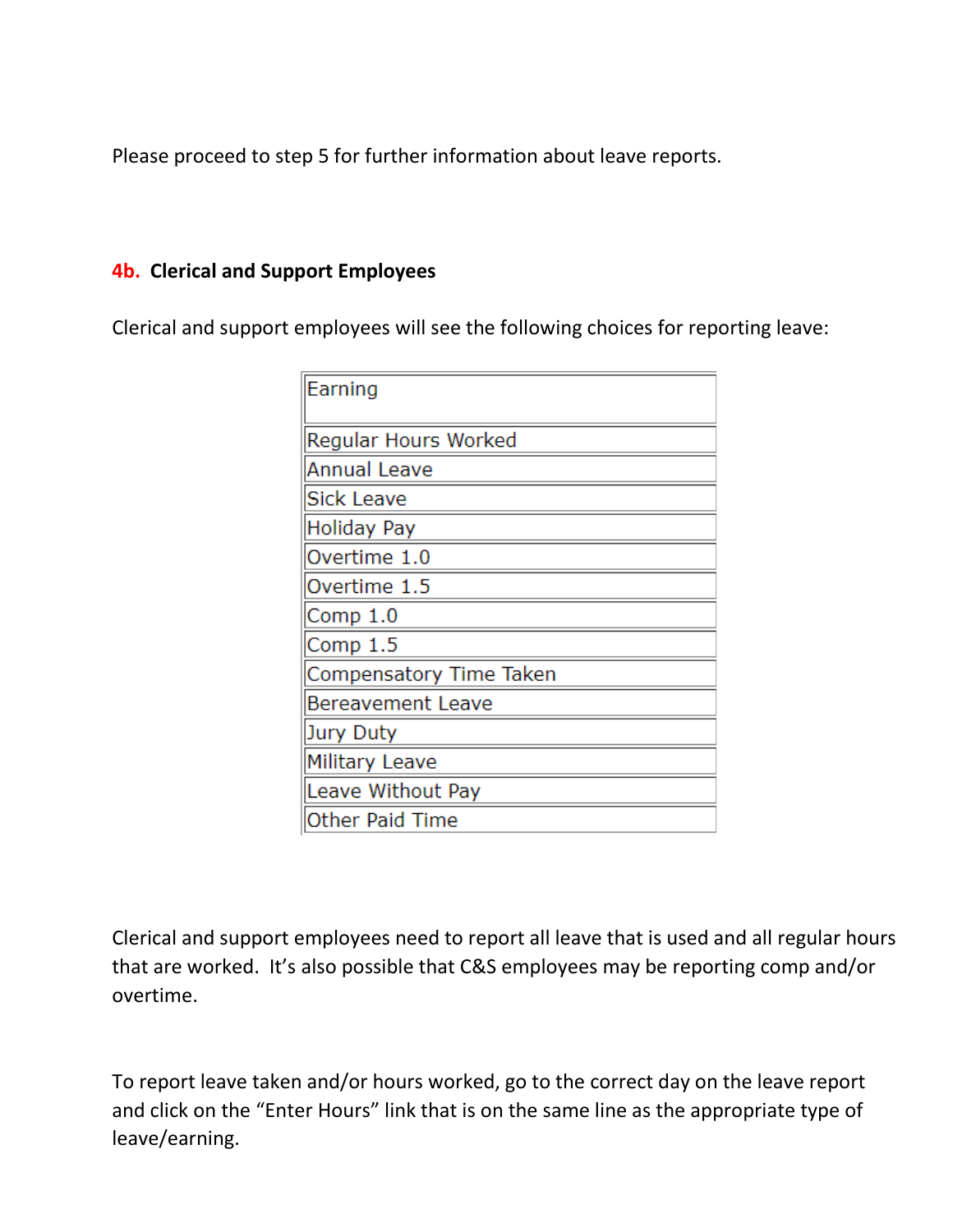Please proceed to step 5 for further information about leave reports.

## 4b. Clerical and Support Employees

Clerical and support employees will see the following choices for reporting leave:

| Earning |
|---|
| Regular Hours Worked |
| Annual Leave |
| Sick Leave |
| Holiday Pay |
| Overtime 1.0 |
| Overtime 1.5 |
| Comp 1.0 |
| Comp 1.5 |
| Compensatory Time Taken |
| Bereavement Leave |
| Jury Duty |
| Military Leave |
| Leave Without Pay |
| Other Paid Time |

Clerical and support employees need to report all leave that is used and all regular hours that are worked. It's also possible that C&S employees may be reporting comp and/or overtime.

To report leave taken and/or hours worked, go to the correct day on the leave report and click on the "Enter Hours" link that is on the same line as the appropriate type of leave/earning.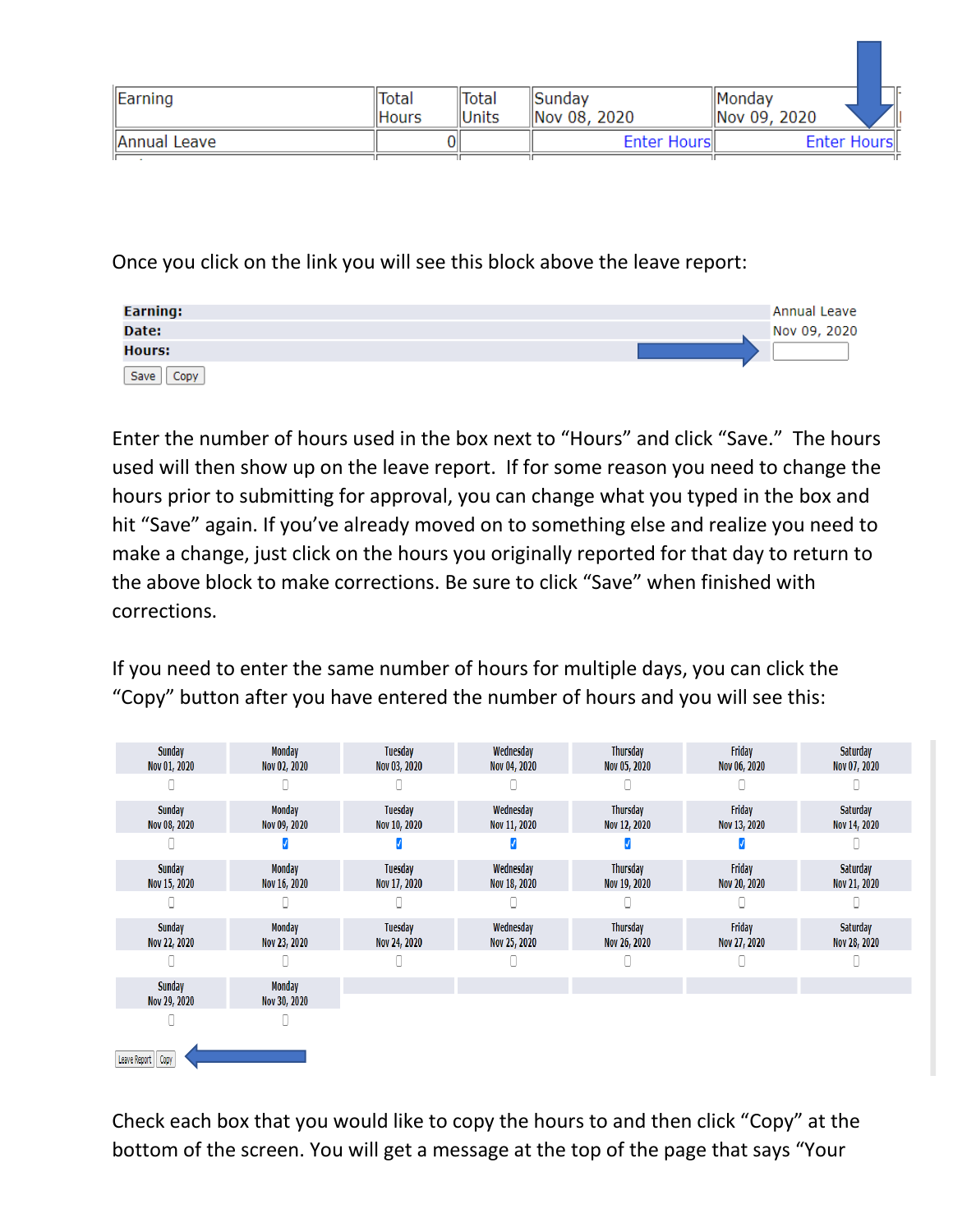| Earning | Total Hours | Total Units | Sunday Nov 08, 2020 | Monday Nov 09, 2020 |
| --- | --- | --- | --- | --- |
| Annual Leave | 0 | | Enter Hours | Enter Hours |

Once you click on the link you will see this block above the leave report:

| | |
| --- | --- |
| **Earning:** | Annual Leave |
| **Date:** | Nov 09, 2020 |
| **Hours:** | |

Save Copy

Enter the number of hours used in the box next to "Hours" and click "Save." The hours used will then show up on the leave report. If for some reason you need to change the hours prior to submitting for approval, you can change what you typed in the box and hit "Save" again. If you've already moved on to something else and realize you need to make a change, just click on the hours you originally reported for that day to return to the above block to make corrections. Be sure to click "Save" when finished with corrections.

If you need to enter the same number of hours for multiple days, you can click the "Copy" button after you have entered the number of hours and you will see this:

| | | | | | | |
| --- | --- | --- | --- | --- | --- | --- |
| Sunday Nov 01, 2020 | Monday Nov 02, 2020 | Tuesday Nov 03, 2020 | Wednesday Nov 04, 2020 | Thursday Nov 05, 2020 | Friday Nov 06, 2020 | Saturday Nov 07, 2020 |
| ☐ | ☐ | ☐ | ☐ | ☐ | ☐ | ☐ |
| Sunday Nov 08, 2020 | Monday Nov 09, 2020 | Tuesday Nov 10, 2020 | Wednesday Nov 11, 2020 | Thursday Nov 12, 2020 | Friday Nov 13, 2020 | Saturday Nov 14, 2020 |
| ☐ | ☑ | ☑ | ☑ | ☑ | ☑ | ☐ |
| Sunday Nov 15, 2020 | Monday Nov 16, 2020 | Tuesday Nov 17, 2020 | Wednesday Nov 18, 2020 | Thursday Nov 19, 2020 | Friday Nov 20, 2020 | Saturday Nov 21, 2020 |
| ☐ | ☐ | ☐ | ☐ | ☐ | ☐ | ☐ |
| Sunday Nov 22, 2020 | Monday Nov 23, 2020 | Tuesday Nov 24, 2020 | Wednesday Nov 25, 2020 | Thursday Nov 26, 2020 | Friday Nov 27, 2020 | Saturday Nov 28, 2020 |
| ☐ | ☐ | ☐ | ☐ | ☐ | ☐ | ☐ |
| Sunday Nov 29, 2020 | Monday Nov 30, 2020 | | | | | |
| ☐ | ☐ | | | | | |

Leave Report Copy

Check each box that you would like to copy the hours to and then click "Copy" at the bottom of the screen. You will get a message at the top of the page that says "Your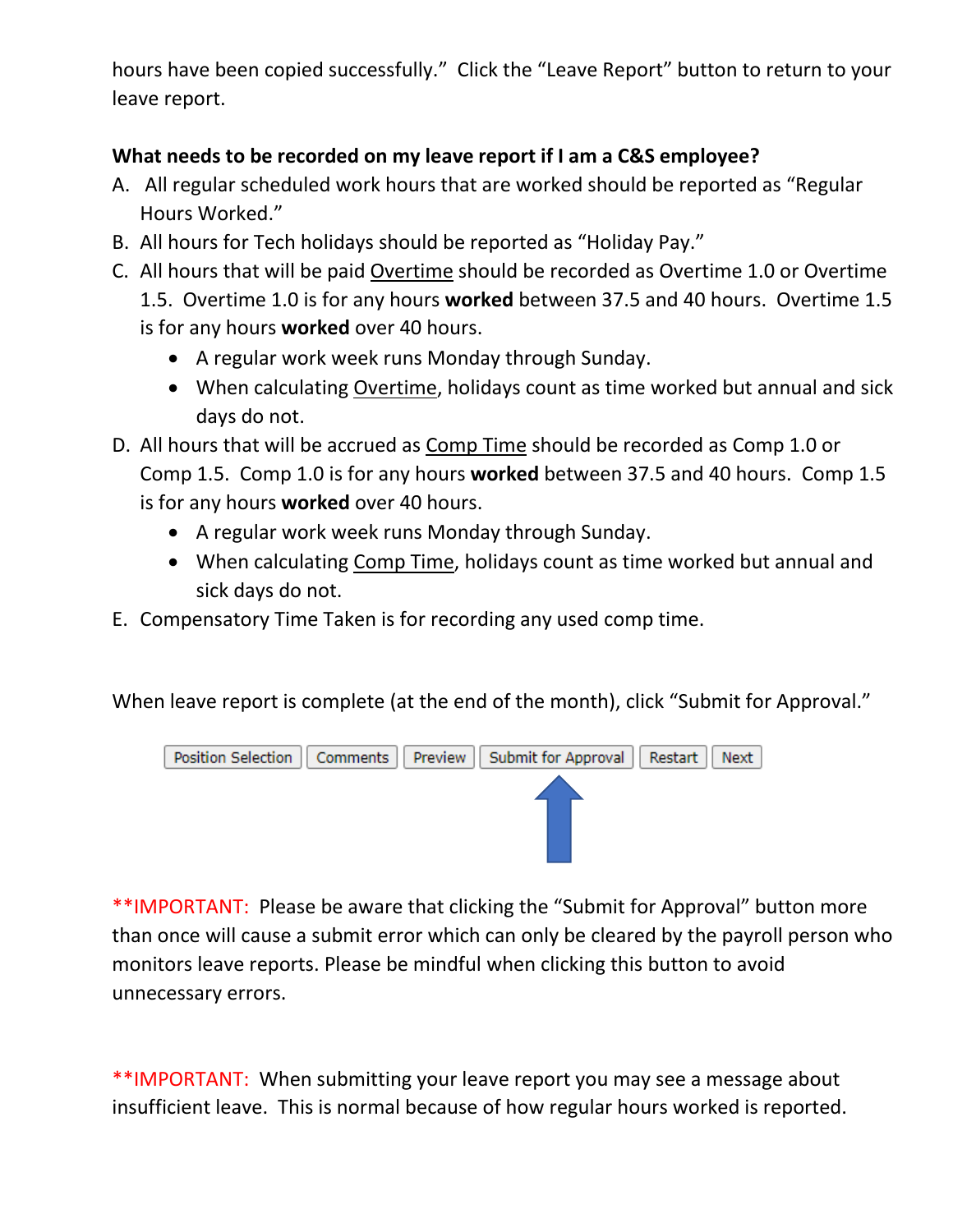hours have been copied successfully." Click the "Leave Report" button to return to your leave report.

**What needs to be recorded on my leave report if I am a C&S employee?**

A. All regular scheduled work hours that are worked should be reported as "Regular Hours Worked."
B. All hours for Tech holidays should be reported as "Holiday Pay."
C. All hours that will be paid Overtime should be recorded as Overtime 1.0 or Overtime 1.5. Overtime 1.0 is for any hours **worked** between 37.5 and 40 hours. Overtime 1.5 is for any hours **worked** over 40 hours.
    - A regular work week runs Monday through Sunday.
    - When calculating Overtime, holidays count as time worked but annual and sick days do not.
D. All hours that will be accrued as Comp Time should be recorded as Comp 1.0 or Comp 1.5. Comp 1.0 is for any hours **worked** between 37.5 and 40 hours. Comp 1.5 is for any hours **worked** over 40 hours.
    - A regular work week runs Monday through Sunday.
    - When calculating Comp Time, holidays count as time worked but annual and sick days do not.
E. Compensatory Time Taken is for recording any used comp time.

When leave report is complete (at the end of the month), click "Submit for Approval."

Position Selection | Comments | Preview | Submit for Approval | Restart | Next

**IMPORTANT: Please be aware that clicking the "Submit for Approval" button more than once will cause a submit error which can only be cleared by the payroll person who monitors leave reports. Please be mindful when clicking this button to avoid unnecessary errors.

**IMPORTANT: When submitting your leave report you may see a message about insufficient leave. This is normal because of how regular hours worked is reported.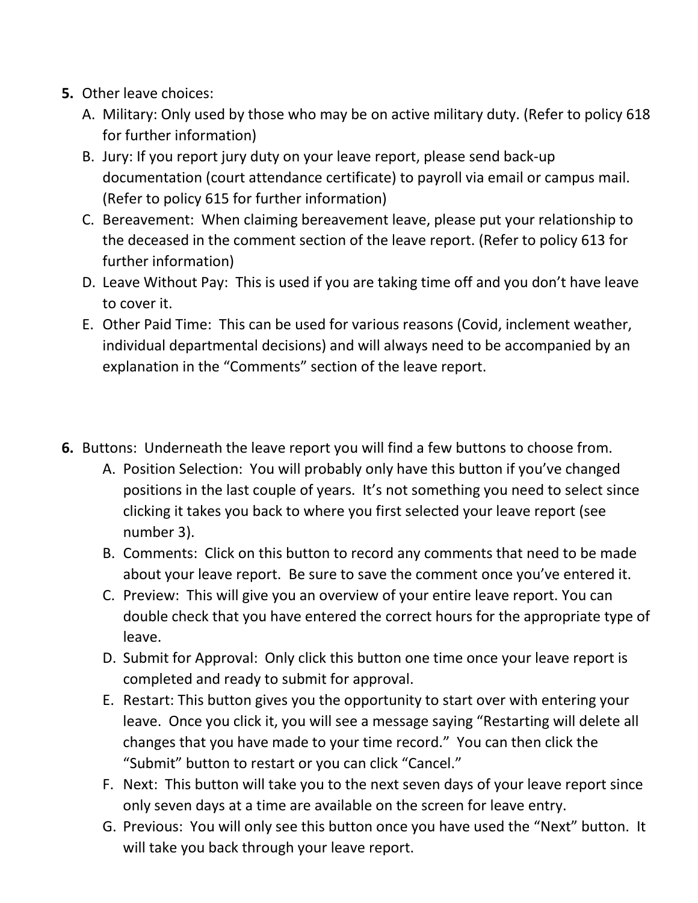5. **5.** Other leave choices:
   A. Military: Only used by those who may be on active military duty. (Refer to policy 618 for further information)
   B. Jury: If you report jury duty on your leave report, please send back-up documentation (court attendance certificate) to payroll via email or campus mail. (Refer to policy 615 for further information)
   C. Bereavement: When claiming bereavement leave, please put your relationship to the deceased in the comment section of the leave report. (Refer to policy 613 for further information)
   D. Leave Without Pay: This is used if you are taking time off and you don't have leave to cover it.
   E. Other Paid Time: This can be used for various reasons (Covid, inclement weather, individual departmental decisions) and will always need to be accompanied by an explanation in the "Comments" section of the leave report.

6. **6.** Buttons: Underneath the leave report you will find a few buttons to choose from.
   A. Position Selection: You will probably only have this button if you've changed positions in the last couple of years. It's not something you need to select since clicking it takes you back to where you first selected your leave report (see number 3).
   B. Comments: Click on this button to record any comments that need to be made about your leave report. Be sure to save the comment once you've entered it.
   C. Preview: This will give you an overview of your entire leave report. You can double check that you have entered the correct hours for the appropriate type of leave.
   D. Submit for Approval: Only click this button one time once your leave report is completed and ready to submit for approval.
   E. Restart: This button gives you the opportunity to start over with entering your leave. Once you click it, you will see a message saying "Restarting will delete all changes that you have made to your time record." You can then click the "Submit" button to restart or you can click "Cancel."
   F. Next: This button will take you to the next seven days of your leave report since only seven days at a time are available on the screen for leave entry.
   G. Previous: You will only see this button once you have used the "Next" button. It will take you back through your leave report.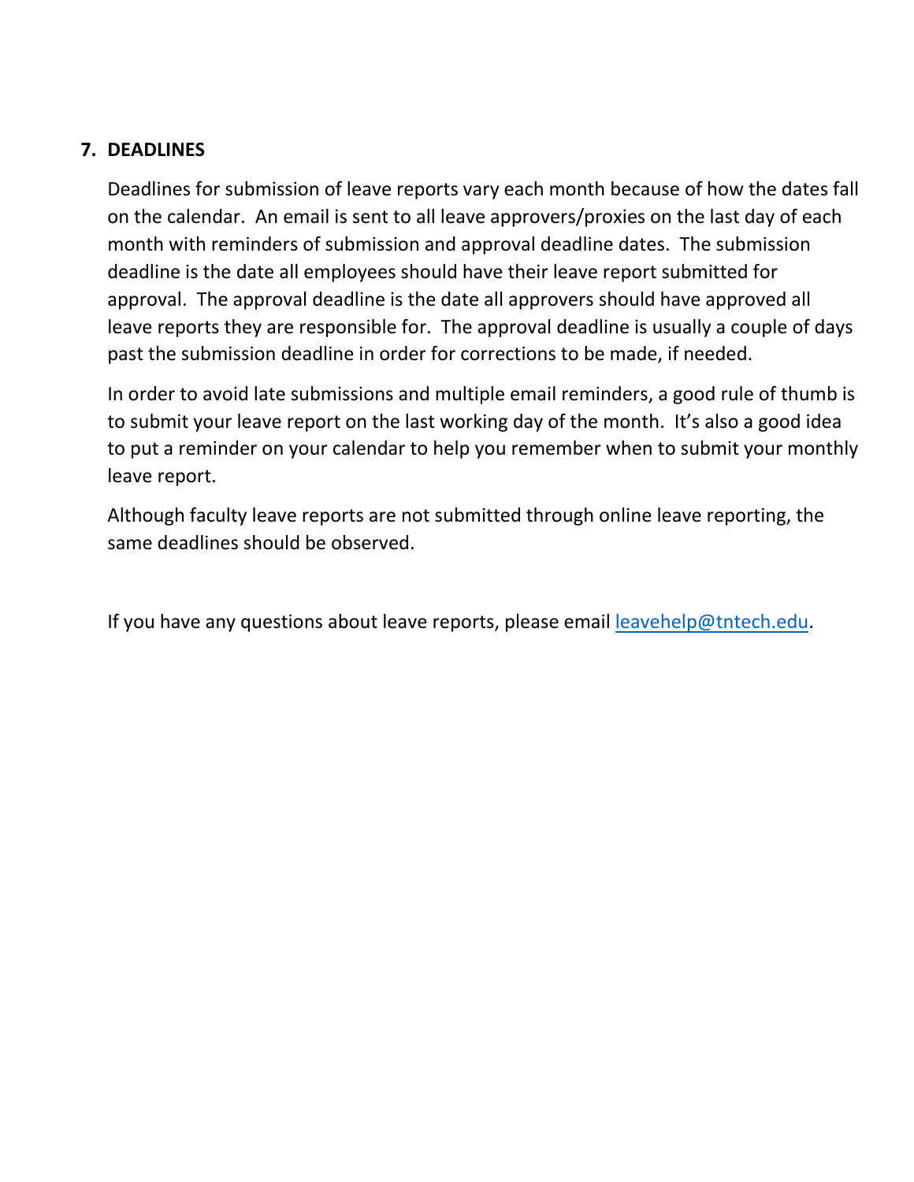## 7. DEADLINES

Deadlines for submission of leave reports vary each month because of how the dates fall on the calendar. An email is sent to all leave approvers/proxies on the last day of each month with reminders of submission and approval deadline dates. The submission deadline is the date all employees should have their leave report submitted for approval. The approval deadline is the date all approvers should have approved all leave reports they are responsible for. The approval deadline is usually a couple of days past the submission deadline in order for corrections to be made, if needed.

In order to avoid late submissions and multiple email reminders, a good rule of thumb is to submit your leave report on the last working day of the month. It's also a good idea to put a reminder on your calendar to help you remember when to submit your monthly leave report.

Although faculty leave reports are not submitted through online leave reporting, the same deadlines should be observed.

If you have any questions about leave reports, please email leavehelp@tntech.edu.